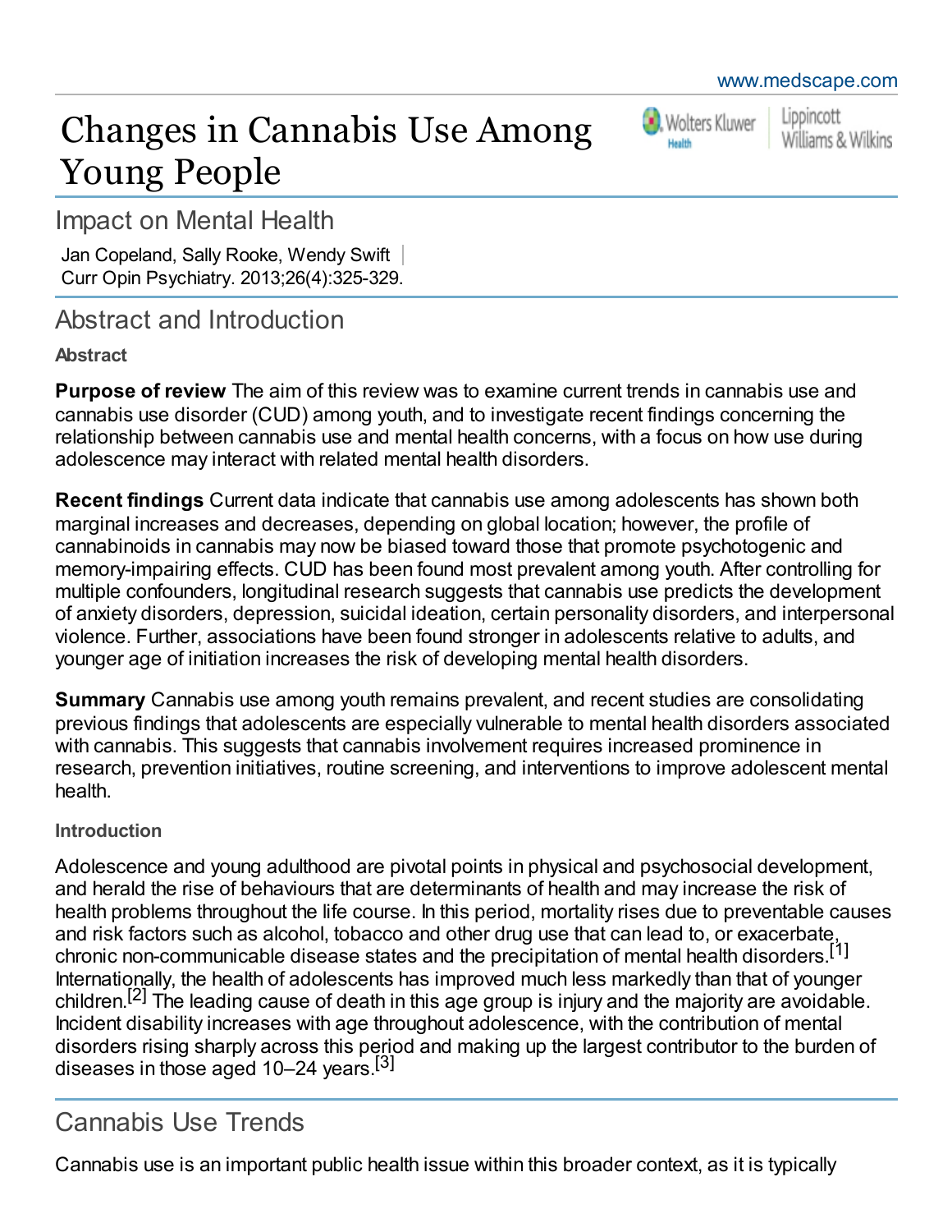# Changes in Cannabis Use Among Young People

## Impact on Mental Health

Jan Copeland, Sally Rooke, Wendy Swift
Curr Opin Psychiatry. 2013;26(4):325-329.

## Abstract and Introduction

### Abstract

**Purpose of review** The aim of this review was to examine current trends in cannabis use and cannabis use disorder (CUD) among youth, and to investigate recent findings concerning the relationship between cannabis use and mental health concerns, with a focus on how use during adolescence may interact with related mental health disorders.

**Recent findings** Current data indicate that cannabis use among adolescents has shown both marginal increases and decreases, depending on global location; however, the profile of cannabinoids in cannabis may now be biased toward those that promote psychotogenic and memory-impairing effects. CUD has been found most prevalent among youth. After controlling for multiple confounders, longitudinal research suggests that cannabis use predicts the development of anxiety disorders, depression, suicidal ideation, certain personality disorders, and interpersonal violence. Further, associations have been found stronger in adolescents relative to adults, and younger age of initiation increases the risk of developing mental health disorders.

**Summary** Cannabis use among youth remains prevalent, and recent studies are consolidating previous findings that adolescents are especially vulnerable to mental health disorders associated with cannabis. This suggests that cannabis involvement requires increased prominence in research, prevention initiatives, routine screening, and interventions to improve adolescent mental health.

### Introduction

Adolescence and young adulthood are pivotal points in physical and psychosocial development, and herald the rise of behaviours that are determinants of health and may increase the risk of health problems throughout the life course. In this period, mortality rises due to preventable causes and risk factors such as alcohol, tobacco and other drug use that can lead to, or exacerbate, chronic non-communicable disease states and the precipitation of mental health disorders.[1] Internationally, the health of adolescents has improved much less markedly than that of younger children.[2] The leading cause of death in this age group is injury and the majority are avoidable. Incident disability increases with age throughout adolescence, with the contribution of mental disorders rising sharply across this period and making up the largest contributor to the burden of diseases in those aged 10–24 years.[3]

## Cannabis Use Trends

Cannabis use is an important public health issue within this broader context, as it is typically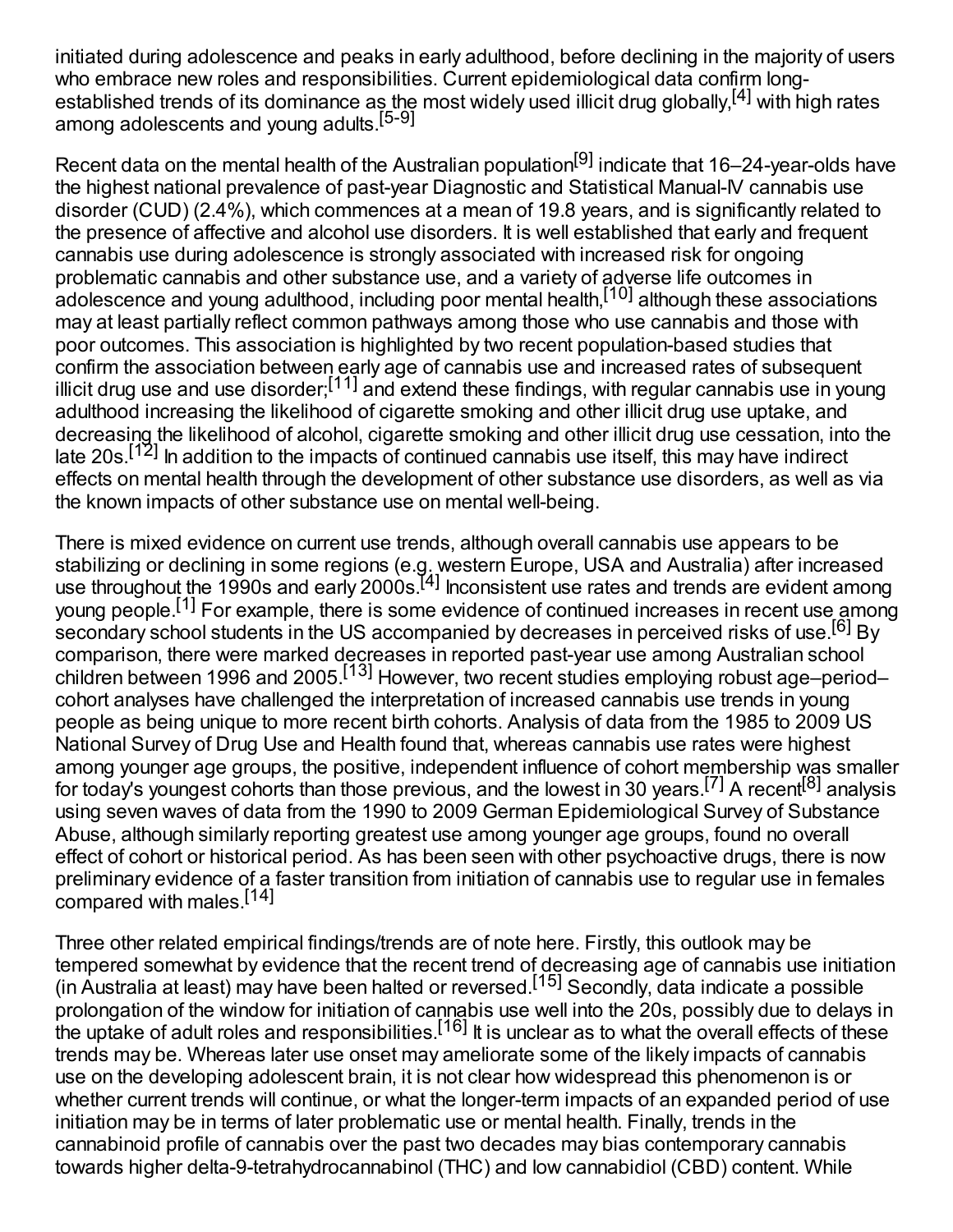initiated during adolescence and peaks in early adulthood, before declining in the majority of users who embrace new roles and responsibilities. Current epidemiological data confirm long-established trends of its dominance as the most widely used illicit drug globally,[4] with high rates among adolescents and young adults.[5-9]

Recent data on the mental health of the Australian population[9] indicate that 16–24-year-olds have the highest national prevalence of past-year Diagnostic and Statistical Manual-IV cannabis use disorder (CUD) (2.4%), which commences at a mean of 19.8 years, and is significantly related to the presence of affective and alcohol use disorders. It is well established that early and frequent cannabis use during adolescence is strongly associated with increased risk for ongoing problematic cannabis and other substance use, and a variety of adverse life outcomes in adolescence and young adulthood, including poor mental health,[10] although these associations may at least partially reflect common pathways among those who use cannabis and those with poor outcomes. This association is highlighted by two recent population-based studies that confirm the association between early age of cannabis use and increased rates of subsequent illicit drug use and use disorder;[11] and extend these findings, with regular cannabis use in young adulthood increasing the likelihood of cigarette smoking and other illicit drug use uptake, and decreasing the likelihood of alcohol, cigarette smoking and other illicit drug use cessation, into the late 20s.[12] In addition to the impacts of continued cannabis use itself, this may have indirect effects on mental health through the development of other substance use disorders, as well as via the known impacts of other substance use on mental well-being.

There is mixed evidence on current use trends, although overall cannabis use appears to be stabilizing or declining in some regions (e.g. western Europe, USA and Australia) after increased use throughout the 1990s and early 2000s.[4] Inconsistent use rates and trends are evident among young people.[1] For example, there is some evidence of continued increases in recent use among secondary school students in the US accompanied by decreases in perceived risks of use.[6] By comparison, there were marked decreases in reported past-year use among Australian school children between 1996 and 2005.[13] However, two recent studies employing robust age–period–cohort analyses have challenged the interpretation of increased cannabis use trends in young people as being unique to more recent birth cohorts. Analysis of data from the 1985 to 2009 US National Survey of Drug Use and Health found that, whereas cannabis use rates were highest among younger age groups, the positive, independent influence of cohort membership was smaller for today's youngest cohorts than those previous, and the lowest in 30 years.[7] A recent[8] analysis using seven waves of data from the 1990 to 2009 German Epidemiological Survey of Substance Abuse, although similarly reporting greatest use among younger age groups, found no overall effect of cohort or historical period. As has been seen with other psychoactive drugs, there is now preliminary evidence of a faster transition from initiation of cannabis use to regular use in females compared with males.[14]

Three other related empirical findings/trends are of note here. Firstly, this outlook may be tempered somewhat by evidence that the recent trend of decreasing age of cannabis use initiation (in Australia at least) may have been halted or reversed.[15] Secondly, data indicate a possible prolongation of the window for initiation of cannabis use well into the 20s, possibly due to delays in the uptake of adult roles and responsibilities.[16] It is unclear as to what the overall effects of these trends may be. Whereas later use onset may ameliorate some of the likely impacts of cannabis use on the developing adolescent brain, it is not clear how widespread this phenomenon is or whether current trends will continue, or what the longer-term impacts of an expanded period of use initiation may be in terms of later problematic use or mental health. Finally, trends in the cannabinoid profile of cannabis over the past two decades may bias contemporary cannabis towards higher delta-9-tetrahydrocannabinol (THC) and low cannabidiol (CBD) content. While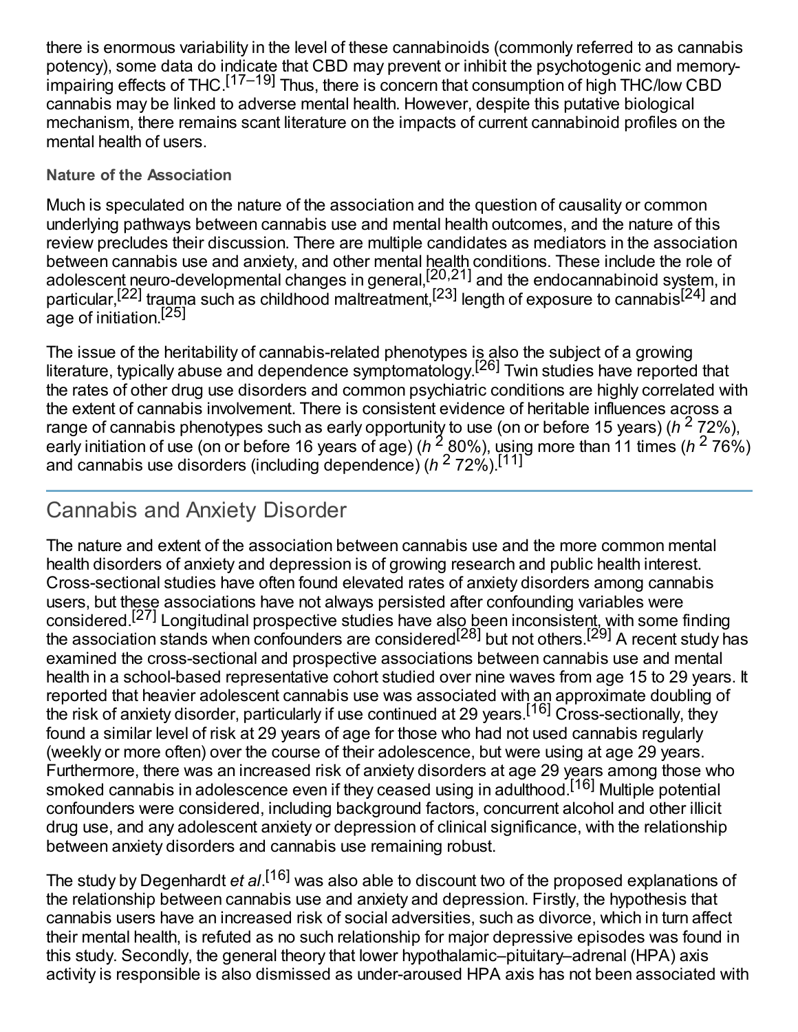there is enormous variability in the level of these cannabinoids (commonly referred to as cannabis potency), some data do indicate that CBD may prevent or inhibit the psychotogenic and memory-impairing effects of THC.[17–19] Thus, there is concern that consumption of high THC/low CBD cannabis may be linked to adverse mental health. However, despite this putative biological mechanism, there remains scant literature on the impacts of current cannabinoid profiles on the mental health of users.

### Nature of the Association

Much is speculated on the nature of the association and the question of causality or common underlying pathways between cannabis use and mental health outcomes, and the nature of this review precludes their discussion. There are multiple candidates as mediators in the association between cannabis use and anxiety, and other mental health conditions. These include the role of adolescent neuro-developmental changes in general,[20,21] and the endocannabinoid system, in particular,[22] trauma such as childhood maltreatment,[23] length of exposure to cannabis[24] and age of initiation.[25]

The issue of the heritability of cannabis-related phenotypes is also the subject of a growing literature, typically abuse and dependence symptomatology.[26] Twin studies have reported that the rates of other drug use disorders and common psychiatric conditions are highly correlated with the extent of cannabis involvement. There is consistent evidence of heritable influences across a range of cannabis phenotypes such as early opportunity to use (on or before 15 years) ($h^2$ 72%), early initiation of use (on or before 16 years of age) ($h^2$ 80%), using more than 11 times ($h^2$ 76%) and cannabis use disorders (including dependence) ($h^2$ 72%).[11]

## Cannabis and Anxiety Disorder

The nature and extent of the association between cannabis use and the more common mental health disorders of anxiety and depression is of growing research and public health interest. Cross-sectional studies have often found elevated rates of anxiety disorders among cannabis users, but these associations have not always persisted after confounding variables were considered.[27] Longitudinal prospective studies have also been inconsistent, with some finding the association stands when confounders are considered[28] but not others.[29] A recent study has examined the cross-sectional and prospective associations between cannabis use and mental health in a school-based representative cohort studied over nine waves from age 15 to 29 years. It reported that heavier adolescent cannabis use was associated with an approximate doubling of the risk of anxiety disorder, particularly if use continued at 29 years.[16] Cross-sectionally, they found a similar level of risk at 29 years of age for those who had not used cannabis regularly (weekly or more often) over the course of their adolescence, but were using at age 29 years. Furthermore, there was an increased risk of anxiety disorders at age 29 years among those who smoked cannabis in adolescence even if they ceased using in adulthood.[16] Multiple potential confounders were considered, including background factors, concurrent alcohol and other illicit drug use, and any adolescent anxiety or depression of clinical significance, with the relationship between anxiety disorders and cannabis use remaining robust.

The study by Degenhardt *et al*.[16] was also able to discount two of the proposed explanations of the relationship between cannabis use and anxiety and depression. Firstly, the hypothesis that cannabis users have an increased risk of social adversities, such as divorce, which in turn affect their mental health, is refuted as no such relationship for major depressive episodes was found in this study. Secondly, the general theory that lower hypothalamic–pituitary–adrenal (HPA) axis activity is responsible is also dismissed as under-aroused HPA axis has not been associated with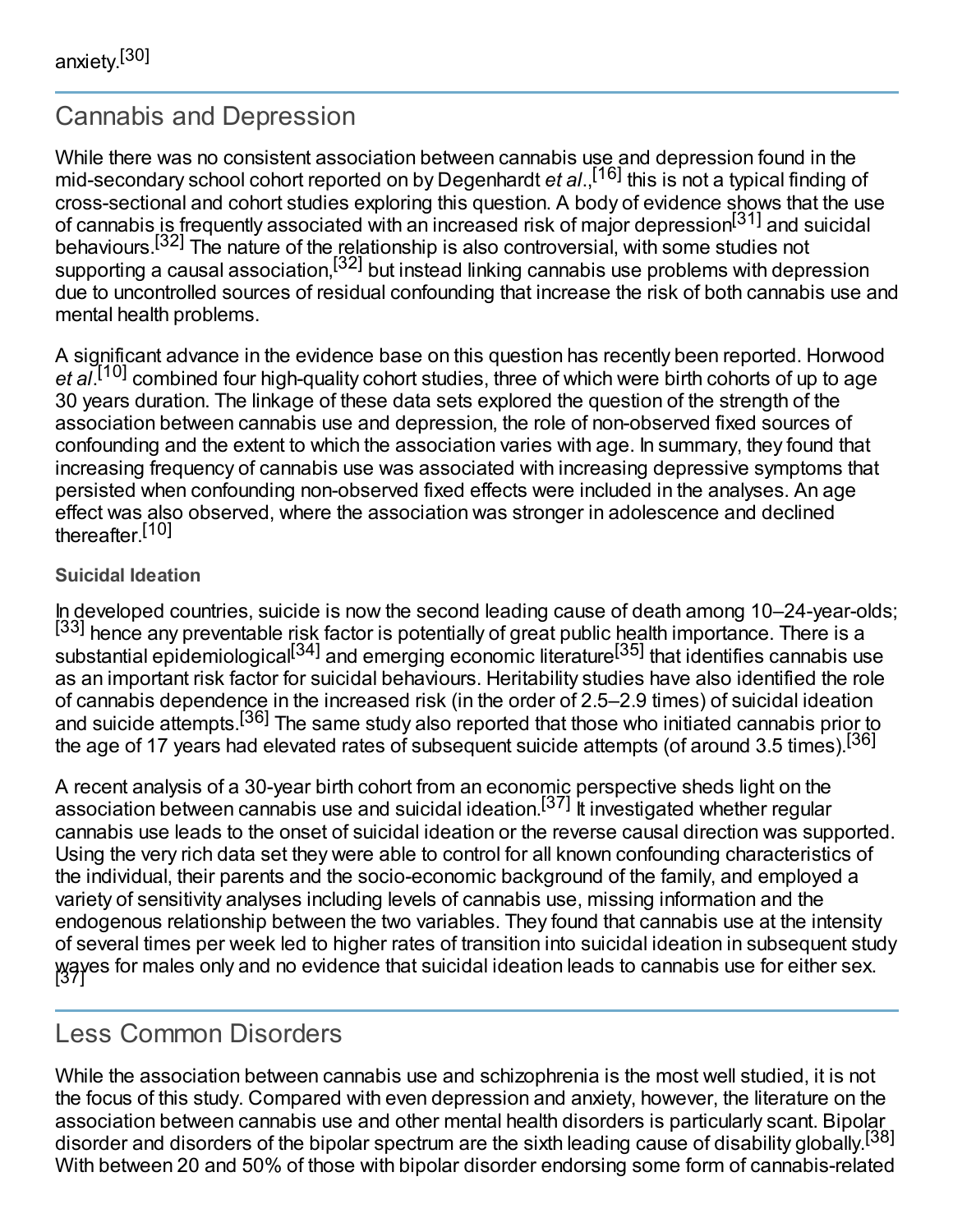anxiety.[30]

## Cannabis and Depression

While there was no consistent association between cannabis use and depression found in the mid-secondary school cohort reported on by Degenhardt *et al*.,[16] this is not a typical finding of cross-sectional and cohort studies exploring this question. A body of evidence shows that the use of cannabis is frequently associated with an increased risk of major depression[31] and suicidal behaviours.[32] The nature of the relationship is also controversial, with some studies not supporting a causal association,[32] but instead linking cannabis use problems with depression due to uncontrolled sources of residual confounding that increase the risk of both cannabis use and mental health problems.

A significant advance in the evidence base on this question has recently been reported. Horwood *et al*.[10] combined four high-quality cohort studies, three of which were birth cohorts of up to age 30 years duration. The linkage of these data sets explored the question of the strength of the association between cannabis use and depression, the role of non-observed fixed sources of confounding and the extent to which the association varies with age. In summary, they found that increasing frequency of cannabis use was associated with increasing depressive symptoms that persisted when confounding non-observed fixed effects were included in the analyses. An age effect was also observed, where the association was stronger in adolescence and declined thereafter.[10]

### Suicidal Ideation

In developed countries, suicide is now the second leading cause of death among 10–24-year-olds;[33] hence any preventable risk factor is potentially of great public health importance. There is a substantial epidemiological[34] and emerging economic literature[35] that identifies cannabis use as an important risk factor for suicidal behaviours. Heritability studies have also identified the role of cannabis dependence in the increased risk (in the order of 2.5–2.9 times) of suicidal ideation and suicide attempts.[36] The same study also reported that those who initiated cannabis prior to the age of 17 years had elevated rates of subsequent suicide attempts (of around 3.5 times).[36]

A recent analysis of a 30-year birth cohort from an economic perspective sheds light on the association between cannabis use and suicidal ideation.[37] It investigated whether regular cannabis use leads to the onset of suicidal ideation or the reverse causal direction was supported. Using the very rich data set they were able to control for all known confounding characteristics of the individual, their parents and the socio-economic background of the family, and employed a variety of sensitivity analyses including levels of cannabis use, missing information and the endogenous relationship between the two variables. They found that cannabis use at the intensity of several times per week led to higher rates of transition into suicidal ideation in subsequent study waves for males only and no evidence that suicidal ideation leads to cannabis use for either sex.[37]

## Less Common Disorders

While the association between cannabis use and schizophrenia is the most well studied, it is not the focus of this study. Compared with even depression and anxiety, however, the literature on the association between cannabis use and other mental health disorders is particularly scant. Bipolar disorder and disorders of the bipolar spectrum are the sixth leading cause of disability globally.[38] With between 20 and 50% of those with bipolar disorder endorsing some form of cannabis-related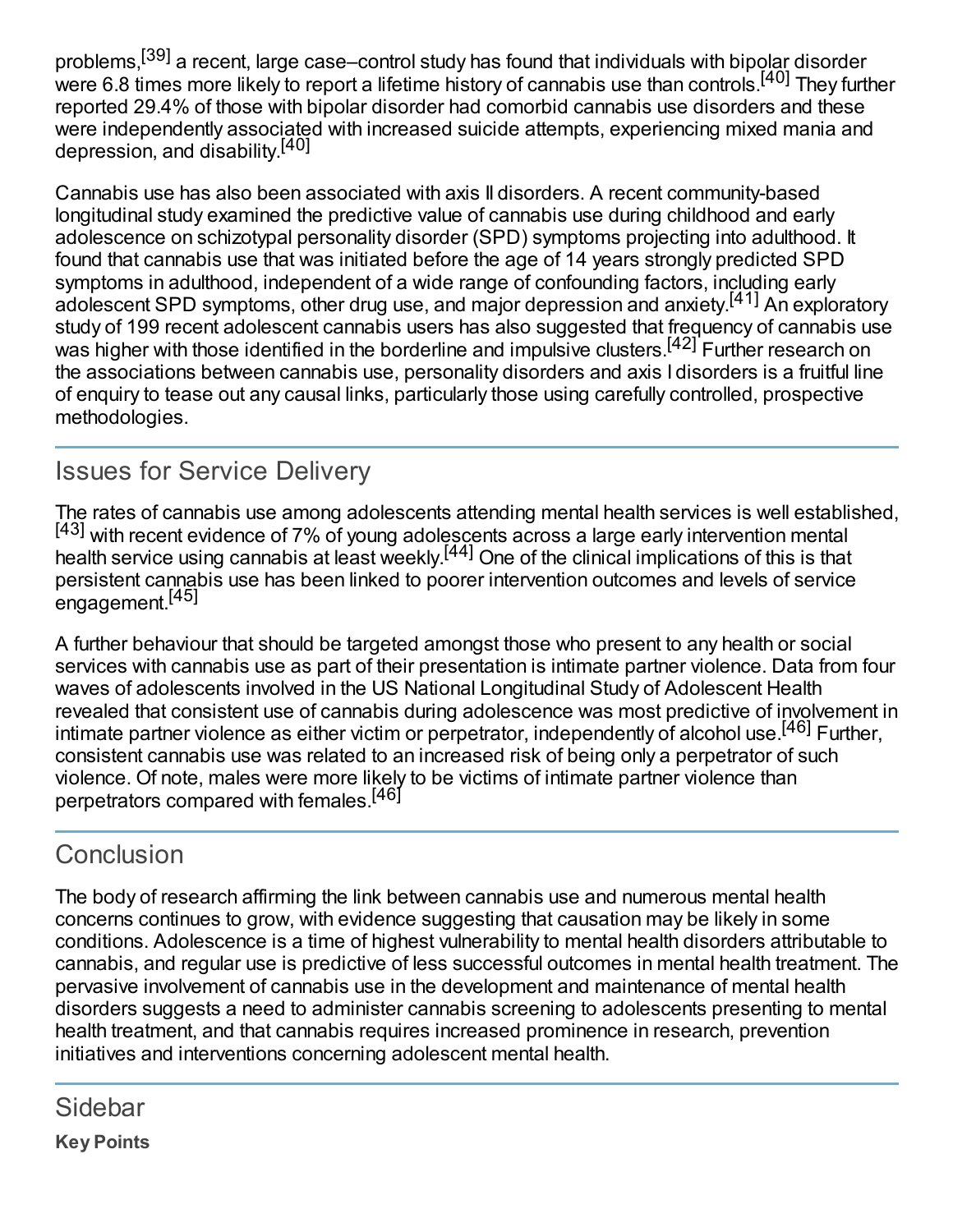problems,[39] a recent, large case–control study has found that individuals with bipolar disorder were 6.8 times more likely to report a lifetime history of cannabis use than controls.[40] They further reported 29.4% of those with bipolar disorder had comorbid cannabis use disorders and these were independently associated with increased suicide attempts, experiencing mixed mania and depression, and disability.[40]

Cannabis use has also been associated with axis II disorders. A recent community-based longitudinal study examined the predictive value of cannabis use during childhood and early adolescence on schizotypal personality disorder (SPD) symptoms projecting into adulthood. It found that cannabis use that was initiated before the age of 14 years strongly predicted SPD symptoms in adulthood, independent of a wide range of confounding factors, including early adolescent SPD symptoms, other drug use, and major depression and anxiety.[41] An exploratory study of 199 recent adolescent cannabis users has also suggested that frequency of cannabis use was higher with those identified in the borderline and impulsive clusters.[42] Further research on the associations between cannabis use, personality disorders and axis I disorders is a fruitful line of enquiry to tease out any causal links, particularly those using carefully controlled, prospective methodologies.

## Issues for Service Delivery

The rates of cannabis use among adolescents attending mental health services is well established,[43] with recent evidence of 7% of young adolescents across a large early intervention mental health service using cannabis at least weekly.[44] One of the clinical implications of this is that persistent cannabis use has been linked to poorer intervention outcomes and levels of service engagement.[45]

A further behaviour that should be targeted amongst those who present to any health or social services with cannabis use as part of their presentation is intimate partner violence. Data from four waves of adolescents involved in the US National Longitudinal Study of Adolescent Health revealed that consistent use of cannabis during adolescence was most predictive of involvement in intimate partner violence as either victim or perpetrator, independently of alcohol use.[46] Further, consistent cannabis use was related to an increased risk of being only a perpetrator of such violence. Of note, males were more likely to be victims of intimate partner violence than perpetrators compared with females.[46]

## Conclusion

The body of research affirming the link between cannabis use and numerous mental health concerns continues to grow, with evidence suggesting that causation may be likely in some conditions. Adolescence is a time of highest vulnerability to mental health disorders attributable to cannabis, and regular use is predictive of less successful outcomes in mental health treatment. The pervasive involvement of cannabis use in the development and maintenance of mental health disorders suggests a need to administer cannabis screening to adolescents presenting to mental health treatment, and that cannabis requires increased prominence in research, prevention initiatives and interventions concerning adolescent mental health.

## Sidebar

**Key Points**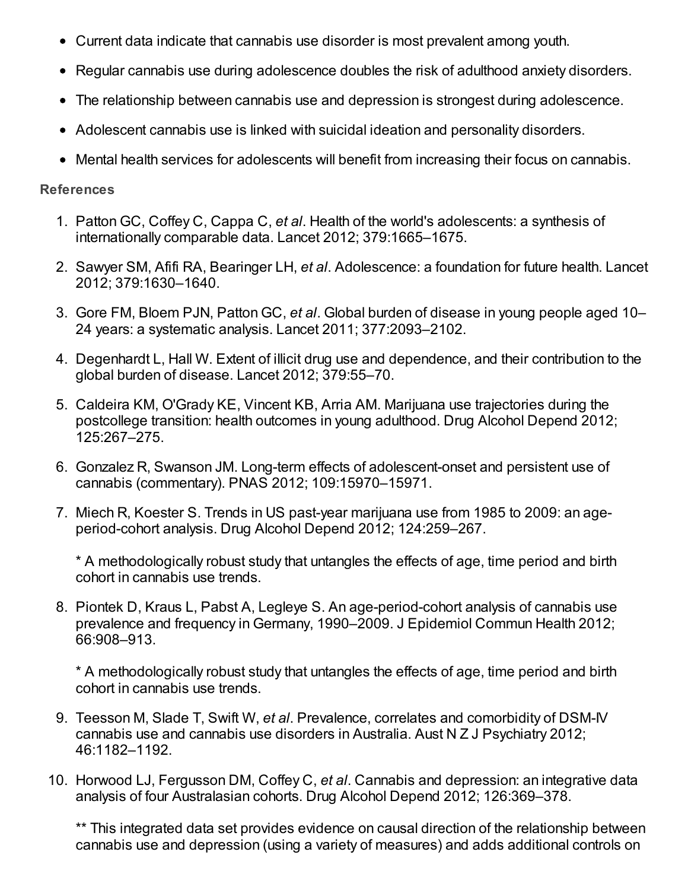- Current data indicate that cannabis use disorder is most prevalent among youth.
- Regular cannabis use during adolescence doubles the risk of adulthood anxiety disorders.
- The relationship between cannabis use and depression is strongest during adolescence.
- Adolescent cannabis use is linked with suicidal ideation and personality disorders.
- Mental health services for adolescents will benefit from increasing their focus on cannabis.

### References

1. Patton GC, Coffey C, Cappa C, *et al*. Health of the world's adolescents: a synthesis of internationally comparable data. Lancet 2012; 379:1665–1675.
2. Sawyer SM, Afifi RA, Bearinger LH, *et al*. Adolescence: a foundation for future health. Lancet 2012; 379:1630–1640.
3. Gore FM, Bloem PJN, Patton GC, *et al*. Global burden of disease in young people aged 10–24 years: a systematic analysis. Lancet 2011; 377:2093–2102.
4. Degenhardt L, Hall W. Extent of illicit drug use and dependence, and their contribution to the global burden of disease. Lancet 2012; 379:55–70.
5. Caldeira KM, O'Grady KE, Vincent KB, Arria AM. Marijuana use trajectories during the postcollege transition: health outcomes in young adulthood. Drug Alcohol Depend 2012; 125:267–275.
6. Gonzalez R, Swanson JM. Long-term effects of adolescent-onset and persistent use of cannabis (commentary). PNAS 2012; 109:15970–15971.
7. Miech R, Koester S. Trends in US past-year marijuana use from 1985 to 2009: an age-period-cohort analysis. Drug Alcohol Depend 2012; 124:259–267.

   * A methodologically robust study that untangles the effects of age, time period and birth cohort in cannabis use trends.

8. Piontek D, Kraus L, Pabst A, Legleye S. An age-period-cohort analysis of cannabis use prevalence and frequency in Germany, 1990–2009. J Epidemiol Commun Health 2012; 66:908–913.

   * A methodologically robust study that untangles the effects of age, time period and birth cohort in cannabis use trends.

9. Teesson M, Slade T, Swift W, *et al*. Prevalence, correlates and comorbidity of DSM-IV cannabis use and cannabis use disorders in Australia. Aust N Z J Psychiatry 2012; 46:1182–1192.
10. Horwood LJ, Fergusson DM, Coffey C, *et al*. Cannabis and depression: an integrative data analysis of four Australasian cohorts. Drug Alcohol Depend 2012; 126:369–378.

    ** This integrated data set provides evidence on causal direction of the relationship between cannabis use and depression (using a variety of measures) and adds additional controls on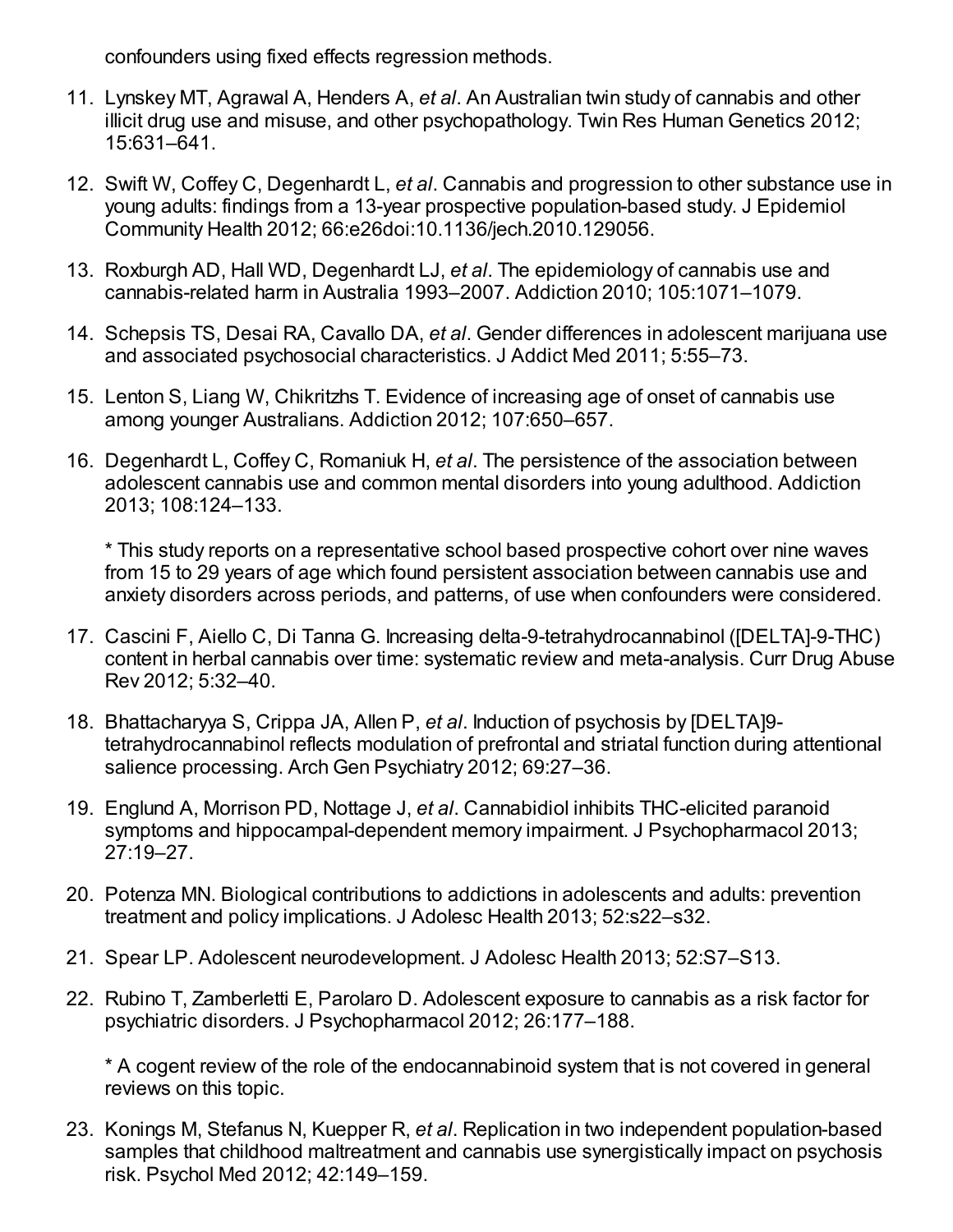confounders using fixed effects regression methods.

11. Lynskey MT, Agrawal A, Henders A, *et al*. An Australian twin study of cannabis and other illicit drug use and misuse, and other psychopathology. Twin Res Human Genetics 2012; 15:631–641.
12. Swift W, Coffey C, Degenhardt L, *et al*. Cannabis and progression to other substance use in young adults: findings from a 13-year prospective population-based study. J Epidemiol Community Health 2012; 66:e26doi:10.1136/jech.2010.129056.
13. Roxburgh AD, Hall WD, Degenhardt LJ, *et al*. The epidemiology of cannabis use and cannabis-related harm in Australia 1993–2007. Addiction 2010; 105:1071–1079.
14. Schepsis TS, Desai RA, Cavallo DA, *et al*. Gender differences in adolescent marijuana use and associated psychosocial characteristics. J Addict Med 2011; 5:55–73.
15. Lenton S, Liang W, Chikritzhs T. Evidence of increasing age of onset of cannabis use among younger Australians. Addiction 2012; 107:650–657.
16. Degenhardt L, Coffey C, Romaniuk H, *et al*. The persistence of the association between adolescent cannabis use and common mental disorders into young adulthood. Addiction 2013; 108:124–133.

    * This study reports on a representative school based prospective cohort over nine waves from 15 to 29 years of age which found persistent association between cannabis use and anxiety disorders across periods, and patterns, of use when confounders were considered.

17. Cascini F, Aiello C, Di Tanna G. Increasing delta-9-tetrahydrocannabinol ([DELTA]-9-THC) content in herbal cannabis over time: systematic review and meta-analysis. Curr Drug Abuse Rev 2012; 5:32–40.
18. Bhattacharyya S, Crippa JA, Allen P, *et al*. Induction of psychosis by [DELTA]9-tetrahydrocannabinol reflects modulation of prefrontal and striatal function during attentional salience processing. Arch Gen Psychiatry 2012; 69:27–36.
19. Englund A, Morrison PD, Nottage J, *et al*. Cannabidiol inhibits THC-elicited paranoid symptoms and hippocampal-dependent memory impairment. J Psychopharmacol 2013; 27:19–27.
20. Potenza MN. Biological contributions to addictions in adolescents and adults: prevention treatment and policy implications. J Adolesc Health 2013; 52:s22–s32.
21. Spear LP. Adolescent neurodevelopment. J Adolesc Health 2013; 52:S7–S13.
22. Rubino T, Zamberletti E, Parolaro D. Adolescent exposure to cannabis as a risk factor for psychiatric disorders. J Psychopharmacol 2012; 26:177–188.

    * A cogent review of the role of the endocannabinoid system that is not covered in general reviews on this topic.

23. Konings M, Stefanus N, Kuepper R, *et al*. Replication in two independent population-based samples that childhood maltreatment and cannabis use synergistically impact on psychosis risk. Psychol Med 2012; 42:149–159.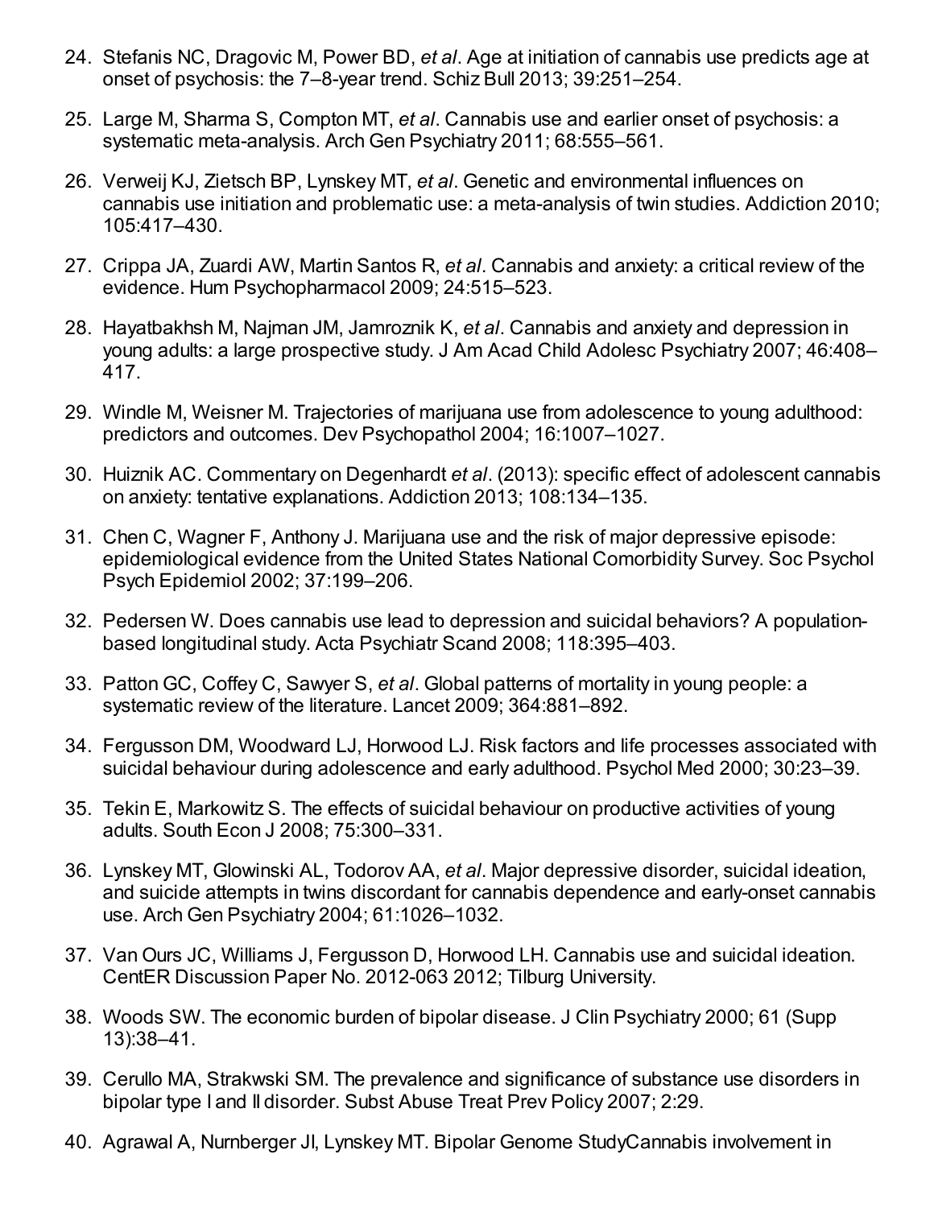24. Stefanis NC, Dragovic M, Power BD, *et al*. Age at initiation of cannabis use predicts age at onset of psychosis: the 7–8-year trend. Schiz Bull 2013; 39:251–254.
25. Large M, Sharma S, Compton MT, *et al*. Cannabis use and earlier onset of psychosis: a systematic meta-analysis. Arch Gen Psychiatry 2011; 68:555–561.
26. Verweij KJ, Zietsch BP, Lynskey MT, *et al*. Genetic and environmental influences on cannabis use initiation and problematic use: a meta-analysis of twin studies. Addiction 2010; 105:417–430.
27. Crippa JA, Zuardi AW, Martin Santos R, *et al*. Cannabis and anxiety: a critical review of the evidence. Hum Psychopharmacol 2009; 24:515–523.
28. Hayatbakhsh M, Najman JM, Jamroznik K, *et al*. Cannabis and anxiety and depression in young adults: a large prospective study. J Am Acad Child Adolesc Psychiatry 2007; 46:408–417.
29. Windle M, Weisner M. Trajectories of marijuana use from adolescence to young adulthood: predictors and outcomes. Dev Psychopathol 2004; 16:1007–1027.
30. Huiznik AC. Commentary on Degenhardt *et al*. (2013): specific effect of adolescent cannabis on anxiety: tentative explanations. Addiction 2013; 108:134–135.
31. Chen C, Wagner F, Anthony J. Marijuana use and the risk of major depressive episode: epidemiological evidence from the United States National Comorbidity Survey. Soc Psychol Psych Epidemiol 2002; 37:199–206.
32. Pedersen W. Does cannabis use lead to depression and suicidal behaviors? A population-based longitudinal study. Acta Psychiatr Scand 2008; 118:395–403.
33. Patton GC, Coffey C, Sawyer S, *et al*. Global patterns of mortality in young people: a systematic review of the literature. Lancet 2009; 364:881–892.
34. Fergusson DM, Woodward LJ, Horwood LJ. Risk factors and life processes associated with suicidal behaviour during adolescence and early adulthood. Psychol Med 2000; 30:23–39.
35. Tekin E, Markowitz S. The effects of suicidal behaviour on productive activities of young adults. South Econ J 2008; 75:300–331.
36. Lynskey MT, Glowinski AL, Todorov AA, *et al*. Major depressive disorder, suicidal ideation, and suicide attempts in twins discordant for cannabis dependence and early-onset cannabis use. Arch Gen Psychiatry 2004; 61:1026–1032.
37. Van Ours JC, Williams J, Fergusson D, Horwood LH. Cannabis use and suicidal ideation. CentER Discussion Paper No. 2012-063 2012; Tilburg University.
38. Woods SW. The economic burden of bipolar disease. J Clin Psychiatry 2000; 61 (Supp 13):38–41.
39. Cerullo MA, Strakwski SM. The prevalence and significance of substance use disorders in bipolar type I and II disorder. Subst Abuse Treat Prev Policy 2007; 2:29.
40. Agrawal A, Nurnberger JI, Lynskey MT. Bipolar Genome StudyCannabis involvement in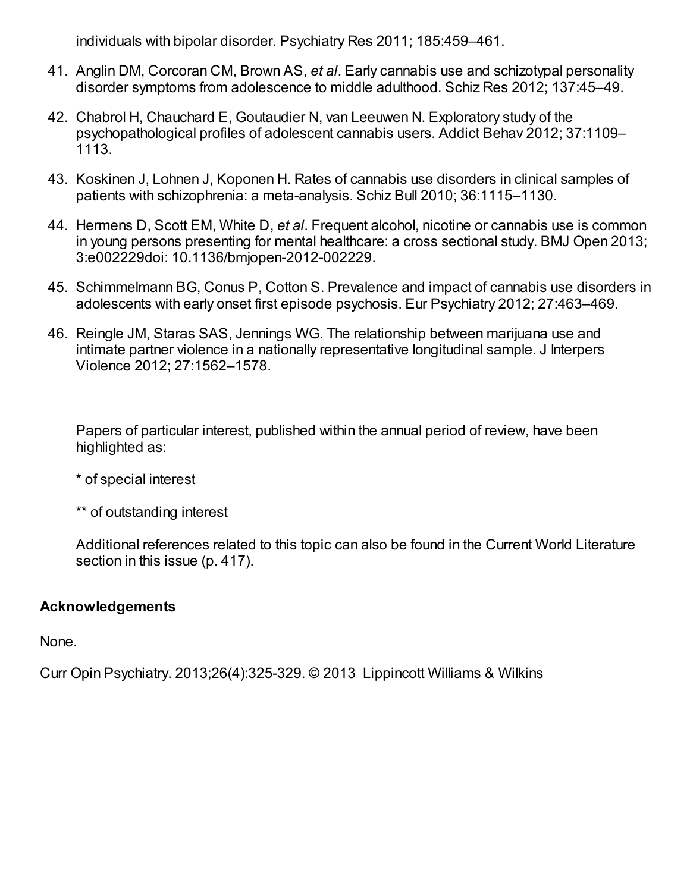individuals with bipolar disorder. Psychiatry Res 2011; 185:459–461.

41. Anglin DM, Corcoran CM, Brown AS, *et al*. Early cannabis use and schizotypal personality disorder symptoms from adolescence to middle adulthood. Schiz Res 2012; 137:45–49.
42. Chabrol H, Chauchard E, Goutaudier N, van Leeuwen N. Exploratory study of the psychopathological profiles of adolescent cannabis users. Addict Behav 2012; 37:1109–1113.
43. Koskinen J, Lohnen J, Koponen H. Rates of cannabis use disorders in clinical samples of patients with schizophrenia: a meta-analysis. Schiz Bull 2010; 36:1115–1130.
44. Hermens D, Scott EM, White D, *et al*. Frequent alcohol, nicotine or cannabis use is common in young persons presenting for mental healthcare: a cross sectional study. BMJ Open 2013; 3:e002229doi: 10.1136/bmjopen-2012-002229.
45. Schimmelmann BG, Conus P, Cotton S. Prevalence and impact of cannabis use disorders in adolescents with early onset first episode psychosis. Eur Psychiatry 2012; 27:463–469.
46. Reingle JM, Staras SAS, Jennings WG. The relationship between marijuana use and intimate partner violence in a nationally representative longitudinal sample. J Interpers Violence 2012; 27:1562–1578.

Papers of particular interest, published within the annual period of review, have been highlighted as:

* of special interest

** of outstanding interest

Additional references related to this topic can also be found in the Current World Literature section in this issue (p. 417).

## Acknowledgements

None.

Curr Opin Psychiatry. 2013;26(4):325-329. © 2013 Lippincott Williams & Wilkins